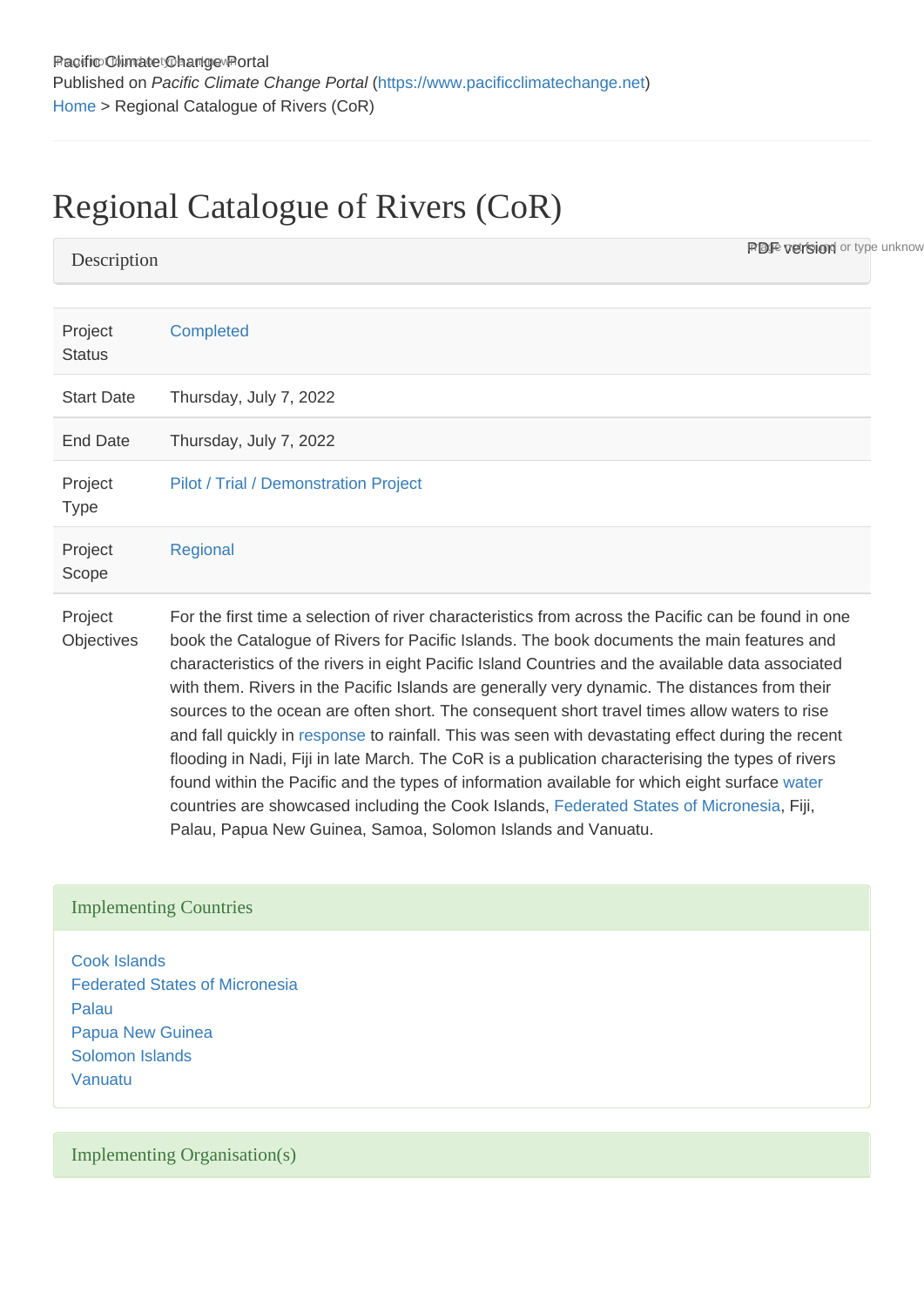Pacific Climate Change Portal
Published on *Pacific Climate Change Portal* (https://www.pacificclimatechange.net)
Home > Regional Catalogue of Rivers (CoR)

# Regional Catalogue of Rivers (CoR)

## Description

| | |
|---|---|
| Project Status | Completed |
| Start Date | Thursday, July 7, 2022 |
| End Date | Thursday, July 7, 2022 |
| Project Type | Pilot / Trial / Demonstration Project |
| Project Scope | Regional |
| Project Objectives | For the first time a selection of river characteristics from across the Pacific can be found in one book the Catalogue of Rivers for Pacific Islands. The book documents the main features and characteristics of the rivers in eight Pacific Island Countries and the available data associated with them. Rivers in the Pacific Islands are generally very dynamic. The distances from their sources to the ocean are often short. The consequent short travel times allow waters to rise and fall quickly in response to rainfall. This was seen with devastating effect during the recent flooding in Nadi, Fiji in late March. The CoR is a publication characterising the types of rivers found within the Pacific and the types of information available for which eight surface water countries are showcased including the Cook Islands, Federated States of Micronesia, Fiji, Palau, Papua New Guinea, Samoa, Solomon Islands and Vanuatu. |

## Implementing Countries

Cook Islands
Federated States of Micronesia
Palau
Papua New Guinea
Solomon Islands
Vanuatu

## Implementing Organisation(s)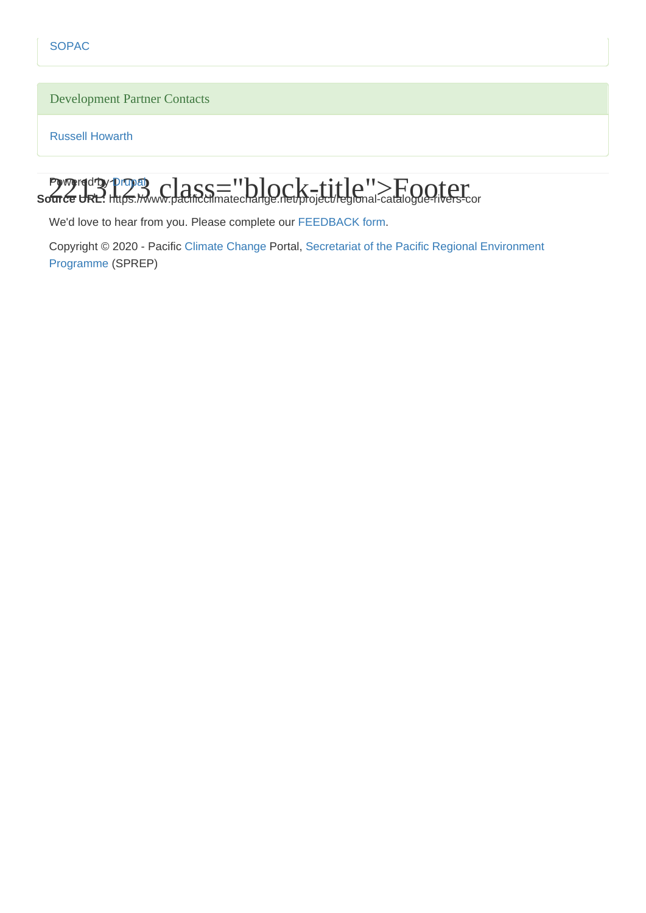SOPAC

### Development Partner Contacts

Russell Howarth

Powered by Drupal

2213123 class="block-title">Footer

**Source URL:** https://www.pacificclimatechange.net/project/regional-catalogue-rivers-cor

We'd love to hear from you. Please complete our FEEDBACK form.

Copyright © 2020 - Pacific Climate Change Portal, Secretariat of the Pacific Regional Environment Programme (SPREP)